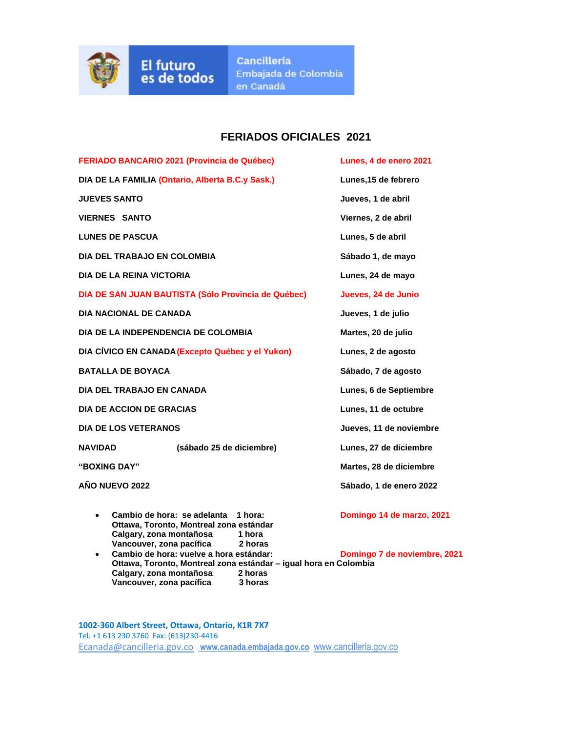El futuro es de todos

Cancillería Embajada de Colombia en Canadá

# FERIADOS OFICIALES 2021

| | |
|---|---|
| **FERIADO BANCARIO 2021 (Provincia de Québec)** | **Lunes, 4 de enero 2021** |
| **DIA DE LA FAMILIA (Ontario, Alberta B.C.y Sask.)** | **Lunes,15 de febrero** |
| **JUEVES SANTO** | **Jueves, 1 de abril** |
| **VIERNES SANTO** | **Viernes, 2 de abril** |
| **LUNES DE PASCUA** | **Lunes, 5 de abril** |
| **DIA DEL TRABAJO EN COLOMBIA** | **Sábado 1, de mayo** |
| **DIA DE LA REINA VICTORIA** | **Lunes, 24 de mayo** |
| **DIA DE SAN JUAN BAUTISTA (Sólo Provincia de Québec)** | **Jueves, 24 de Junio** |
| **DIA NACIONAL DE CANADA** | **Jueves, 1 de julio** |
| **DIA DE LA INDEPENDENCIA DE COLOMBIA** | **Martes, 20 de julio** |
| **DIA CÍVICO EN CANADA (Excepto Québec y el Yukon)** | **Lunes, 2 de agosto** |
| **BATALLA DE BOYACA** | **Sábado, 7 de agosto** |
| **DIA DEL TRABAJO EN CANADA** | **Lunes, 6 de Septiembre** |
| **DIA DE ACCION DE GRACIAS** | **Lunes, 11 de octubre** |
| **DIA DE LOS VETERANOS** | **Jueves, 11 de noviembre** |
| **NAVIDAD (sábado 25 de diciembre)** | **Lunes, 27 de diciembre** |
| **"BOXING DAY"** | **Martes, 28 de diciembre** |
| **AÑO NUEVO 2022** | **Sábado, 1 de enero 2022** |

- **Cambio de hora: se adelanta 1 hora:** **Domingo 14 de marzo, 2021**
  **Ottawa, Toronto, Montreal zona estándar**
  **Calgary, zona montañosa 1 hora**
  **Vancouver, zona pacífica 2 horas**
- **Cambio de hora: vuelve a hora estándar:** **Domingo 7 de noviembre, 2021**
  **Ottawa, Toronto, Montreal zona estándar – igual hora en Colombia**
  **Calgary, zona montañosa 2 horas**
  **Vancouver, zona pacífica 3 horas**

**1002-360 Albert Street, Ottawa, Ontario, K1R 7X7**
Tel. +1 613 230 3760 Fax: (613)230-4416
Ecanada@cancilleria.gov.co **www.canada.embajada.gov.co** www.cancilleria.gov.co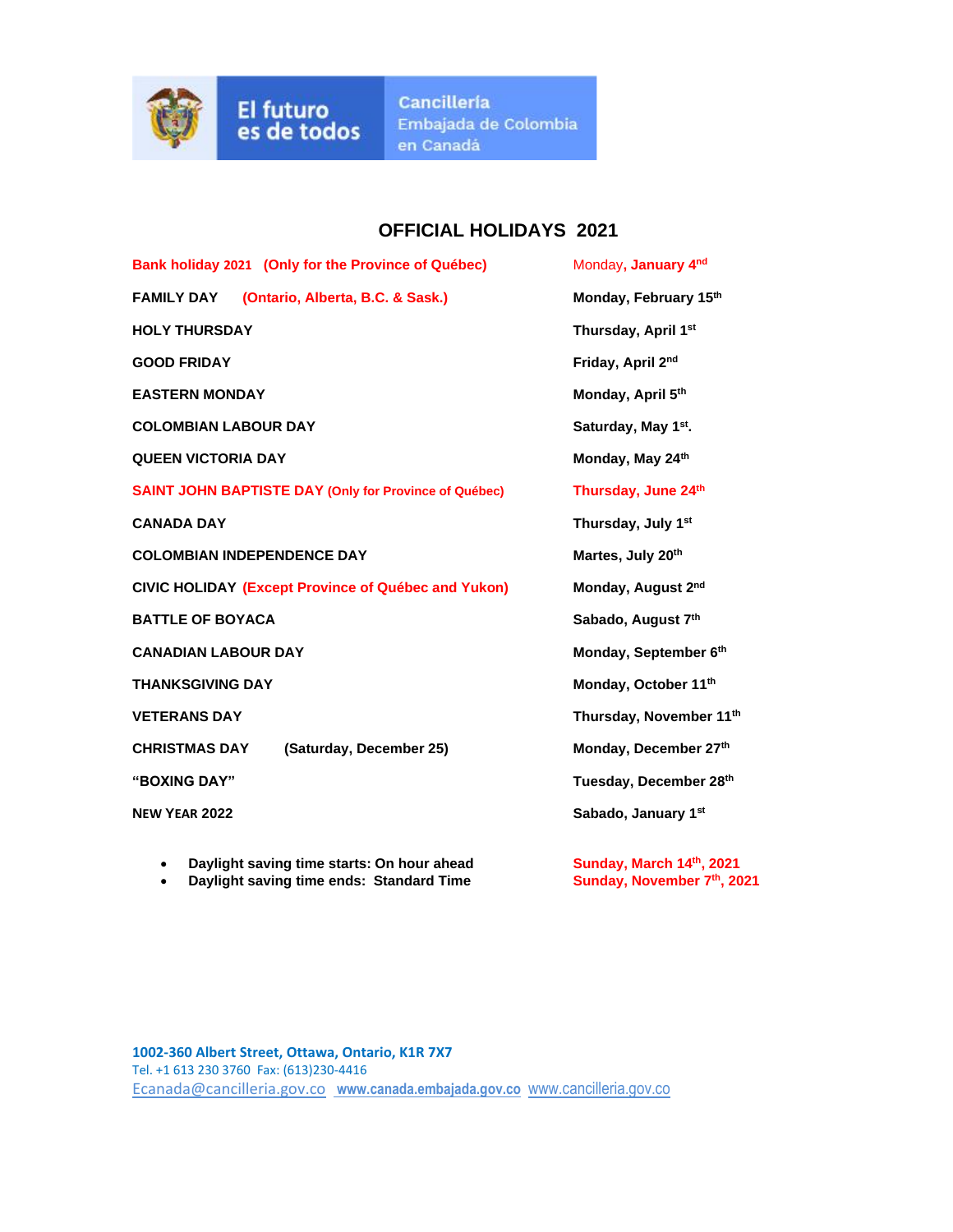El futuro es de todos

Cancillería
Embajada de Colombia
en Canadá

# OFFICIAL HOLIDAYS 2021

| | |
|---|---|
| **Bank holiday 2021 (Only for the Province of Québec)** | Monday, **January 4nd** |
| **FAMILY DAY (Ontario, Alberta, B.C. & Sask.)** | **Monday, February 15th** |
| **HOLY THURSDAY** | **Thursday, April 1st** |
| **GOOD FRIDAY** | **Friday, April 2nd** |
| **EASTERN MONDAY** | **Monday, April 5th** |
| **COLOMBIAN LABOUR DAY** | **Saturday, May 1st.** |
| **QUEEN VICTORIA DAY** | **Monday, May 24th** |
| **SAINT JOHN BAPTISTE DAY (Only for Province of Québec)** | **Thursday, June 24th** |
| **CANADA DAY** | **Thursday, July 1st** |
| **COLOMBIAN INDEPENDENCE DAY** | **Martes, July 20th** |
| **CIVIC HOLIDAY (Except Province of Québec and Yukon)** | **Monday, August 2nd** |
| **BATTLE OF BOYACA** | **Sabado, August 7th** |
| **CANADIAN LABOUR DAY** | **Monday, September 6th** |
| **THANKSGIVING DAY** | **Monday, October 11th** |
| **VETERANS DAY** | **Thursday, November 11th** |
| **CHRISTMAS DAY (Saturday, December 25)** | **Monday, December 27th** |
| **"BOXING DAY"** | **Tuesday, December 28th** |
| **NEW YEAR 2022** | **Sabado, January 1st** |

- **Daylight saving time starts: On hour ahead** — **Sunday, March 14th, 2021**
- **Daylight saving time ends: Standard Time** — **Sunday, November 7th, 2021**

**1002-360 Albert Street, Ottawa, Ontario, K1R 7X7**
Tel. +1 613 230 3760 Fax: (613)230-4416
Ecanada@cancilleria.gov.co **www.canada.embajada.gov.co** www.cancilleria.gov.co